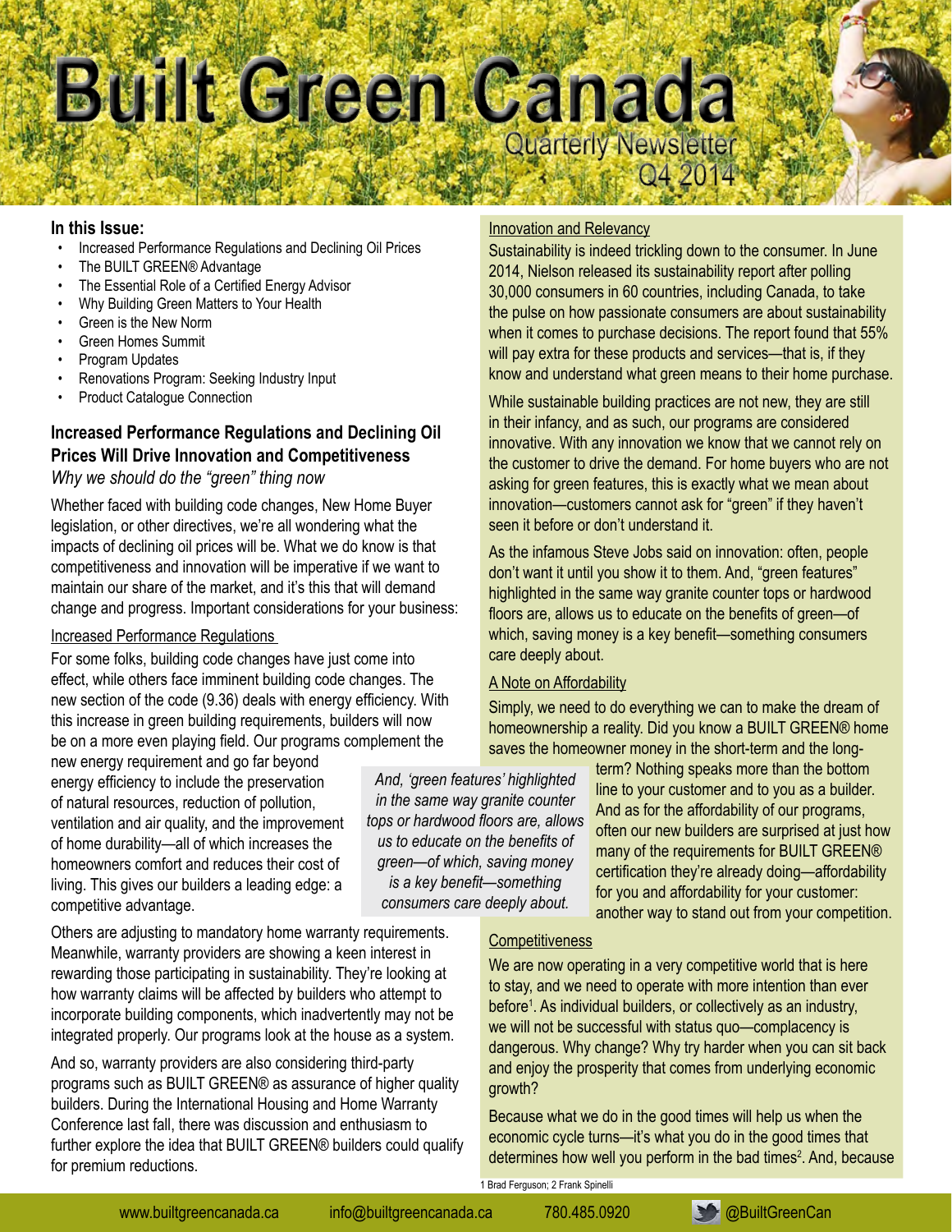# Built Green Canada

Quarterly Newsletter
Q4 2014

**In this Issue:**

- Increased Performance Regulations and Declining Oil Prices
- The BUILT GREEN® Advantage
- The Essential Role of a Certified Energy Advisor
- Why Building Green Matters to Your Health
- Green is the New Norm
- Green Homes Summit
- Program Updates
- Renovations Program: Seeking Industry Input
- Product Catalogue Connection

## Increased Performance Regulations and Declining Oil Prices Will Drive Innovation and Competitiveness

*Why we should do the "green" thing now*

Whether faced with building code changes, New Home Buyer legislation, or other directives, we're all wondering what the impacts of declining oil prices will be. What we do know is that competitiveness and innovation will be imperative if we want to maintain our share of the market, and it's this that will demand change and progress. Important considerations for your business:

### Increased Performance Regulations

For some folks, building code changes have just come into effect, while others face imminent building code changes. The new section of the code (9.36) deals with energy efficiency. With this increase in green building requirements, builders will now be on a more even playing field. Our programs complement the new energy requirement and go far beyond energy efficiency to include the preservation of natural resources, reduction of pollution, ventilation and air quality, and the improvement of home durability—all of which increases the homeowners comfort and reduces their cost of living. This gives our builders a leading edge: a competitive advantage.

*And, 'green features' highlighted in the same way granite counter tops or hardwood floors are, allows us to educate on the benefits of green—of which, saving money is a key benefit—something consumers care deeply about.*

Others are adjusting to mandatory home warranty requirements. Meanwhile, warranty providers are showing a keen interest in rewarding those participating in sustainability. They're looking at how warranty claims will be affected by builders who attempt to incorporate building components, which inadvertently may not be integrated properly. Our programs look at the house as a system.

And so, warranty providers are also considering third-party programs such as BUILT GREEN® as assurance of higher quality builders. During the International Housing and Home Warranty Conference last fall, there was discussion and enthusiasm to further explore the idea that BUILT GREEN® builders could qualify for premium reductions.

### Innovation and Relevancy

Sustainability is indeed trickling down to the consumer. In June 2014, Nielson released its sustainability report after polling 30,000 consumers in 60 countries, including Canada, to take the pulse on how passionate consumers are about sustainability when it comes to purchase decisions. The report found that 55% will pay extra for these products and services—that is, if they know and understand what green means to their home purchase.

While sustainable building practices are not new, they are still in their infancy, and as such, our programs are considered innovative. With any innovation we know that we cannot rely on the customer to drive the demand. For home buyers who are not asking for green features, this is exactly what we mean about innovation—customers cannot ask for "green" if they haven't seen it before or don't understand it.

As the infamous Steve Jobs said on innovation: often, people don't want it until you show it to them. And, "green features" highlighted in the same way granite counter tops or hardwood floors are, allows us to educate on the benefits of green—of which, saving money is a key benefit—something consumers care deeply about.

### A Note on Affordability

Simply, we need to do everything we can to make the dream of homeownership a reality. Did you know a BUILT GREEN® home saves the homeowner money in the short-term and the long-term? Nothing speaks more than the bottom line to your customer and to you as a builder. And as for the affordability of our programs, often our new builders are surprised at just how many of the requirements for BUILT GREEN® certification they're already doing—affordability for you and affordability for your customer: another way to stand out from your competition.

### Competitiveness

We are now operating in a very competitive world that is here to stay, and we need to operate with more intention than ever before[1]. As individual builders, or collectively as an industry, we will not be successful with status quo—complacency is dangerous. Why change? Why try harder when you can sit back and enjoy the prosperity that comes from underlying economic growth?

Because what we do in the good times will help us when the economic cycle turns—it's what you do in the good times that determines how well you perform in the bad times[2]. And, because

1 Brad Ferguson; 2 Frank Spinelli

www.builtgreencanada.ca    info@builtgreencanada.ca    780.485.0920    @BuiltGreenCan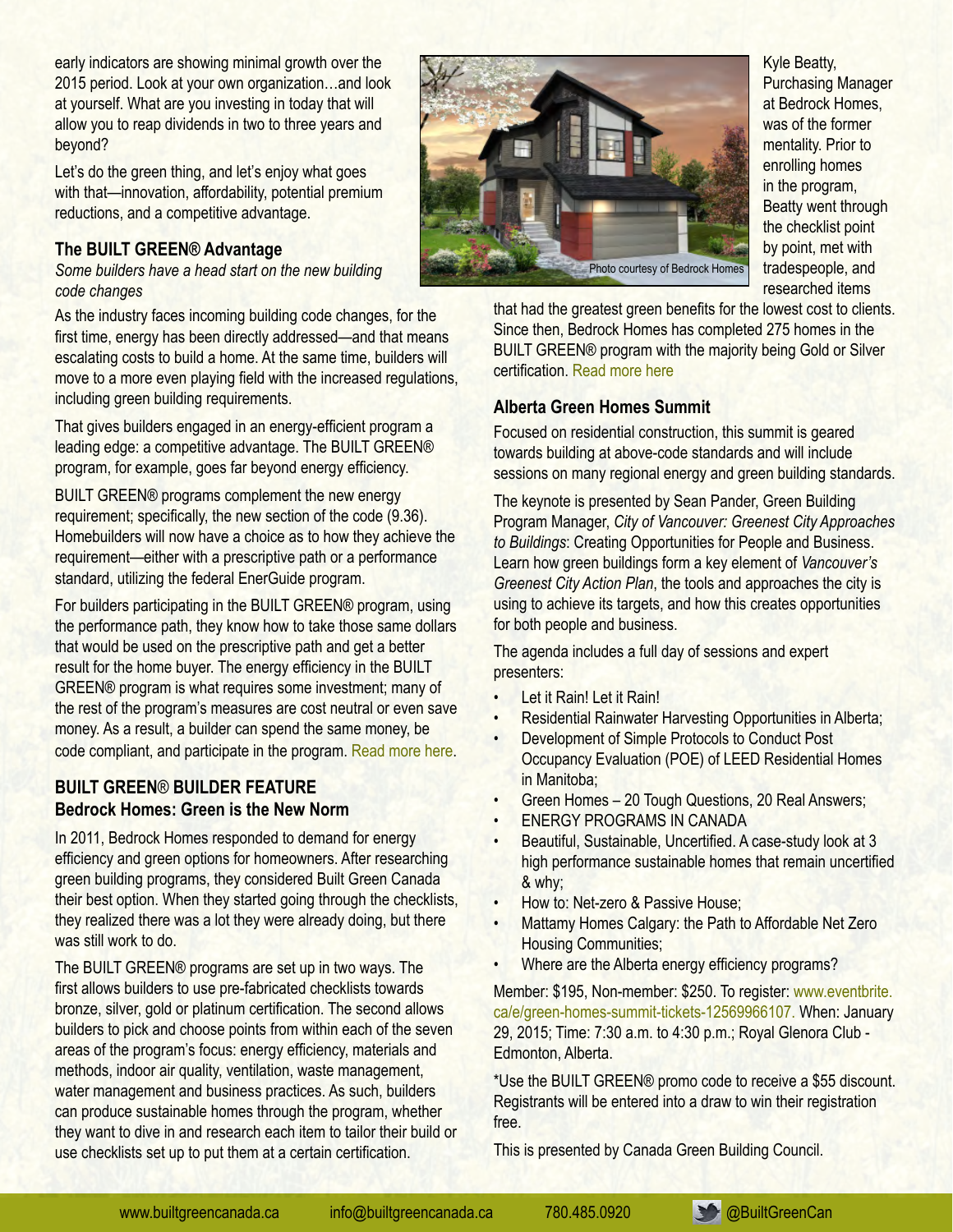early indicators are showing minimal growth over the 2015 period. Look at your own organization…and look at yourself. What are you investing in today that will allow you to reap dividends in two to three years and beyond?

Let's do the green thing, and let's enjoy what goes with that—innovation, affordability, potential premium reductions, and a competitive advantage.

### The BUILT GREEN® Advantage

*Some builders have a head start on the new building code changes*

As the industry faces incoming building code changes, for the first time, energy has been directly addressed—and that means escalating costs to build a home. At the same time, builders will move to a more even playing field with the increased regulations, including green building requirements.

That gives builders engaged in an energy-efficient program a leading edge: a competitive advantage. The BUILT GREEN® program, for example, goes far beyond energy efficiency.

BUILT GREEN® programs complement the new energy requirement; specifically, the new section of the code (9.36). Homebuilders will now have a choice as to how they achieve the requirement—either with a prescriptive path or a performance standard, utilizing the federal EnerGuide program.

For builders participating in the BUILT GREEN® program, using the performance path, they know how to take those same dollars that would be used on the prescriptive path and get a better result for the home buyer. The energy efficiency in the BUILT GREEN® program is what requires some investment; many of the rest of the program's measures are cost neutral or even save money. As a result, a builder can spend the same money, be code compliant, and participate in the program. Read more here.

### BUILT GREEN® BUILDER FEATURE
### Bedrock Homes: Green is the New Norm

In 2011, Bedrock Homes responded to demand for energy efficiency and green options for homeowners. After researching green building programs, they considered Built Green Canada their best option. When they started going through the checklists, they realized there was a lot they were already doing, but there was still work to do.

The BUILT GREEN® programs are set up in two ways. The first allows builders to use pre-fabricated checklists towards bronze, silver, gold or platinum certification. The second allows builders to pick and choose points from within each of the seven areas of the program's focus: energy efficiency, materials and methods, indoor air quality, ventilation, waste management, water management and business practices. As such, builders can produce sustainable homes through the program, whether they want to dive in and research each item to tailor their build or use checklists set up to put them at a certain certification.

Photo courtesy of Bedrock Homes

Kyle Beatty, Purchasing Manager at Bedrock Homes, was of the former mentality. Prior to enrolling homes in the program, Beatty went through the checklist point by point, met with tradespeople, and researched items that had the greatest green benefits for the lowest cost to clients. Since then, Bedrock Homes has completed 275 homes in the BUILT GREEN® program with the majority being Gold or Silver certification. Read more here

### Alberta Green Homes Summit

Focused on residential construction, this summit is geared towards building at above-code standards and will include sessions on many regional energy and green building standards.

The keynote is presented by Sean Pander, Green Building Program Manager, *City of Vancouver: Greenest City Approaches to Buildings*: Creating Opportunities for People and Business. Learn how green buildings form a key element of *Vancouver's Greenest City Action Plan*, the tools and approaches the city is using to achieve its targets, and how this creates opportunities for both people and business.

The agenda includes a full day of sessions and expert presenters:

- Let it Rain! Let it Rain!
- Residential Rainwater Harvesting Opportunities in Alberta;
- Development of Simple Protocols to Conduct Post Occupancy Evaluation (POE) of LEED Residential Homes in Manitoba;
- Green Homes – 20 Tough Questions, 20 Real Answers;
- ENERGY PROGRAMS IN CANADA
- Beautiful, Sustainable, Uncertified. A case-study look at 3 high performance sustainable homes that remain uncertified & why;
- How to: Net-zero & Passive House;
- Mattamy Homes Calgary: the Path to Affordable Net Zero Housing Communities;
- Where are the Alberta energy efficiency programs?

Member: $195, Non-member: $250. To register: www.eventbrite.ca/e/green-homes-summit-tickets-12569966107. When: January 29, 2015; Time: 7:30 a.m. to 4:30 p.m.; Royal Glenora Club - Edmonton, Alberta.

*Use the BUILT GREEN® promo code to receive a $55 discount. Registrants will be entered into a draw to win their registration free.

This is presented by Canada Green Building Council.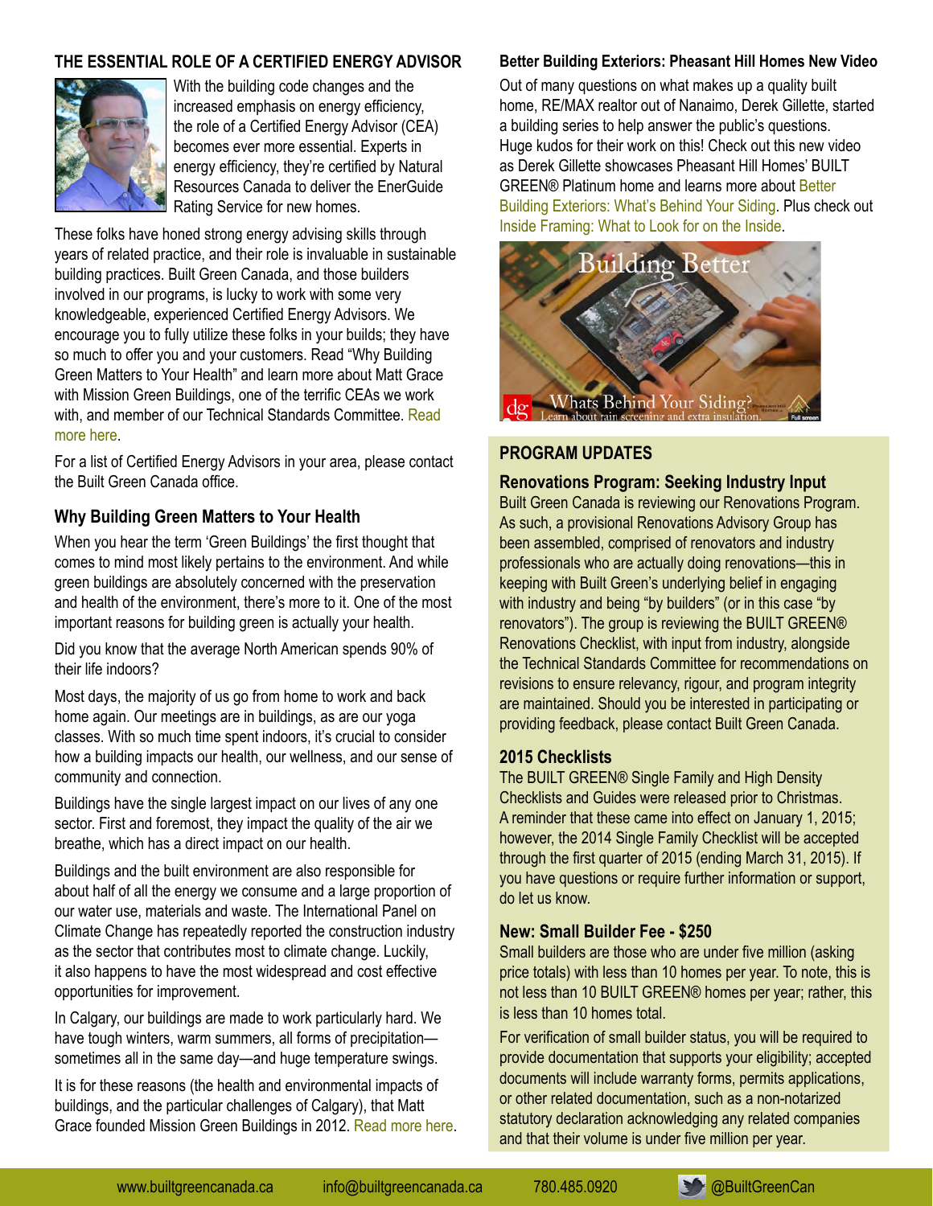## THE ESSENTIAL ROLE OF A CERTIFIED ENERGY ADVISOR

With the building code changes and the increased emphasis on energy efficiency, the role of a Certified Energy Advisor (CEA) becomes ever more essential. Experts in energy efficiency, they're certified by Natural Resources Canada to deliver the EnerGuide Rating Service for new homes.

These folks have honed strong energy advising skills through years of related practice, and their role is invaluable in sustainable building practices. Built Green Canada, and those builders involved in our programs, is lucky to work with some very knowledgeable, experienced Certified Energy Advisors. We encourage you to fully utilize these folks in your builds; they have so much to offer you and your customers. Read "Why Building Green Matters to Your Health" and learn more about Matt Grace with Mission Green Buildings, one of the terrific CEAs we work with, and member of our Technical Standards Committee. Read more here.

For a list of Certified Energy Advisors in your area, please contact the Built Green Canada office.

### Why Building Green Matters to Your Health

When you hear the term 'Green Buildings' the first thought that comes to mind most likely pertains to the environment. And while green buildings are absolutely concerned with the preservation and health of the environment, there's more to it. One of the most important reasons for building green is actually your health.

Did you know that the average North American spends 90% of their life indoors?

Most days, the majority of us go from home to work and back home again. Our meetings are in buildings, as are our yoga classes. With so much time spent indoors, it's crucial to consider how a building impacts our health, our wellness, and our sense of community and connection.

Buildings have the single largest impact on our lives of any one sector. First and foremost, they impact the quality of the air we breathe, which has a direct impact on our health.

Buildings and the built environment are also responsible for about half of all the energy we consume and a large proportion of our water use, materials and waste. The International Panel on Climate Change has repeatedly reported the construction industry as the sector that contributes most to climate change. Luckily, it also happens to have the most widespread and cost effective opportunities for improvement.

In Calgary, our buildings are made to work particularly hard. We have tough winters, warm summers, all forms of precipitation—sometimes all in the same day—and huge temperature swings.

It is for these reasons (the health and environmental impacts of buildings, and the particular challenges of Calgary), that Matt Grace founded Mission Green Buildings in 2012. Read more here.

### Better Building Exteriors: Pheasant Hill Homes New Video

Out of many questions on what makes up a quality built home, RE/MAX realtor out of Nanaimo, Derek Gillette, started a building series to help answer the public's questions. Huge kudos for their work on this! Check out this new video as Derek Gillette showcases Pheasant Hill Homes' BUILT GREEN® Platinum home and learns more about Better Building Exteriors: What's Behind Your Siding. Plus check out Inside Framing: What to Look for on the Inside.

## PROGRAM UPDATES

### Renovations Program: Seeking Industry Input

Built Green Canada is reviewing our Renovations Program. As such, a provisional Renovations Advisory Group has been assembled, comprised of renovators and industry professionals who are actually doing renovations—this in keeping with Built Green's underlying belief in engaging with industry and being "by builders" (or in this case "by renovators"). The group is reviewing the BUILT GREEN® Renovations Checklist, with input from industry, alongside the Technical Standards Committee for recommendations on revisions to ensure relevancy, rigour, and program integrity are maintained. Should you be interested in participating or providing feedback, please contact Built Green Canada.

### 2015 Checklists

The BUILT GREEN® Single Family and High Density Checklists and Guides were released prior to Christmas. A reminder that these came into effect on January 1, 2015; however, the 2014 Single Family Checklist will be accepted through the first quarter of 2015 (ending March 31, 2015). If you have questions or require further information or support, do let us know.

### New: Small Builder Fee - $250

Small builders are those who are under five million (asking price totals) with less than 10 homes per year. To note, this is not less than 10 BUILT GREEN® homes per year; rather, this is less than 10 homes total.

For verification of small builder status, you will be required to provide documentation that supports your eligibility; accepted documents will include warranty forms, permits applications, or other related documentation, such as a non-notarized statutory declaration acknowledging any related companies and that their volume is under five million per year.

www.builtgreencanada.ca info@builtgreencanada.ca 780.485.0920 @BuiltGreenCan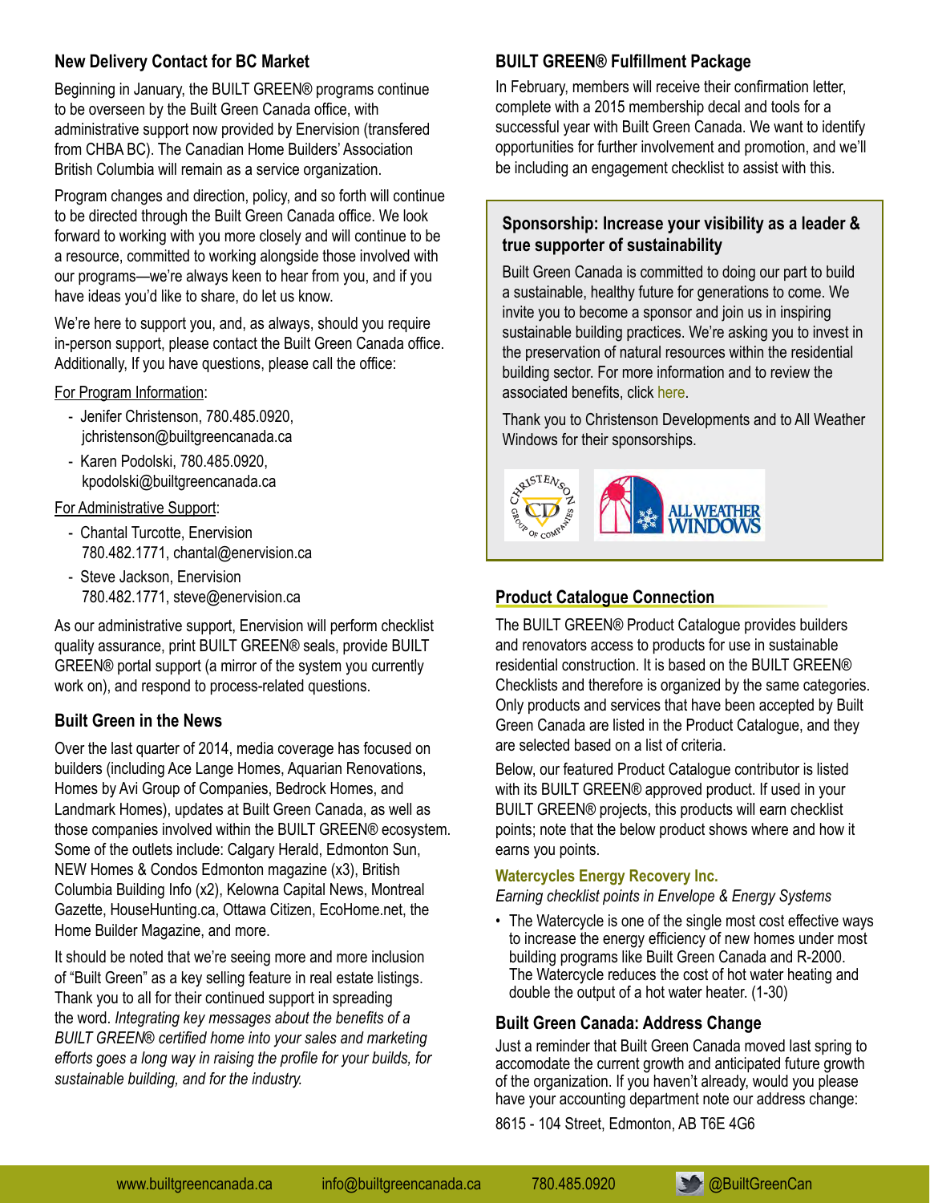## New Delivery Contact for BC Market

Beginning in January, the BUILT GREEN® programs continue to be overseen by the Built Green Canada office, with administrative support now provided by Enervision (transfered from CHBA BC). The Canadian Home Builders' Association British Columbia will remain as a service organization.

Program changes and direction, policy, and so forth will continue to be directed through the Built Green Canada office. We look forward to working with you more closely and will continue to be a resource, committed to working alongside those involved with our programs—we're always keen to hear from you, and if you have ideas you'd like to share, do let us know.

We're here to support you, and, as always, should you require in-person support, please contact the Built Green Canada office. Additionally, If you have questions, please call the office:

For Program Information:

- Jenifer Christenson, 780.485.0920, jchristenson@builtgreencanada.ca
- Karen Podolski, 780.485.0920, kpodolski@builtgreencanada.ca

For Administrative Support:

- Chantal Turcotte, Enervision 780.482.1771, chantal@enervision.ca
- Steve Jackson, Enervision 780.482.1771, steve@enervision.ca

As our administrative support, Enervision will perform checklist quality assurance, print BUILT GREEN® seals, provide BUILT GREEN® portal support (a mirror of the system you currently work on), and respond to process-related questions.

## Built Green in the News

Over the last quarter of 2014, media coverage has focused on builders (including Ace Lange Homes, Aquarian Renovations, Homes by Avi Group of Companies, Bedrock Homes, and Landmark Homes), updates at Built Green Canada, as well as those companies involved within the BUILT GREEN® ecosystem. Some of the outlets include: Calgary Herald, Edmonton Sun, NEW Homes & Condos Edmonton magazine (x3), British Columbia Building Info (x2), Kelowna Capital News, Montreal Gazette, HouseHunting.ca, Ottawa Citizen, EcoHome.net, the Home Builder Magazine, and more.

It should be noted that we're seeing more and more inclusion of "Built Green" as a key selling feature in real estate listings. Thank you to all for their continued support in spreading the word. *Integrating key messages about the benefits of a BUILT GREEN® certified home into your sales and marketing efforts goes a long way in raising the profile for your builds, for sustainable building, and for the industry.*

## BUILT GREEN® Fulfillment Package

In February, members will receive their confirmation letter, complete with a 2015 membership decal and tools for a successful year with Built Green Canada. We want to identify opportunities for further involvement and promotion, and we'll be including an engagement checklist to assist with this.

### Sponsorship: Increase your visibility as a leader & true supporter of sustainability

Built Green Canada is committed to doing our part to build a sustainable, healthy future for generations to come. We invite you to become a sponsor and join us in inspiring sustainable building practices. We're asking you to invest in the preservation of natural resources within the residential building sector. For more information and to review the associated benefits, click here.

Thank you to Christenson Developments and to All Weather Windows for their sponsorships.

## Product Catalogue Connection

The BUILT GREEN® Product Catalogue provides builders and renovators access to products for use in sustainable residential construction. It is based on the BUILT GREEN® Checklists and therefore is organized by the same categories. Only products and services that have been accepted by Built Green Canada are listed in the Product Catalogue, and they are selected based on a list of criteria.

Below, our featured Product Catalogue contributor is listed with its BUILT GREEN® approved product. If used in your BUILT GREEN® projects, this products will earn checklist points; note that the below product shows where and how it earns you points.

### Watercycles Energy Recovery Inc.

*Earning checklist points in Envelope & Energy Systems*

- The Watercycle is one of the single most cost effective ways to increase the energy efficiency of new homes under most building programs like Built Green Canada and R-2000. The Watercycle reduces the cost of hot water heating and double the output of a hot water heater. (1-30)

## Built Green Canada: Address Change

Just a reminder that Built Green Canada moved last spring to accomodate the current growth and anticipated future growth of the organization. If you haven't already, would you please have your accounting department note our address change:

8615 - 104 Street, Edmonton, AB T6E 4G6

www.builtgreencanada.ca info@builtgreencanada.ca 780.485.0920 @BuiltGreenCan